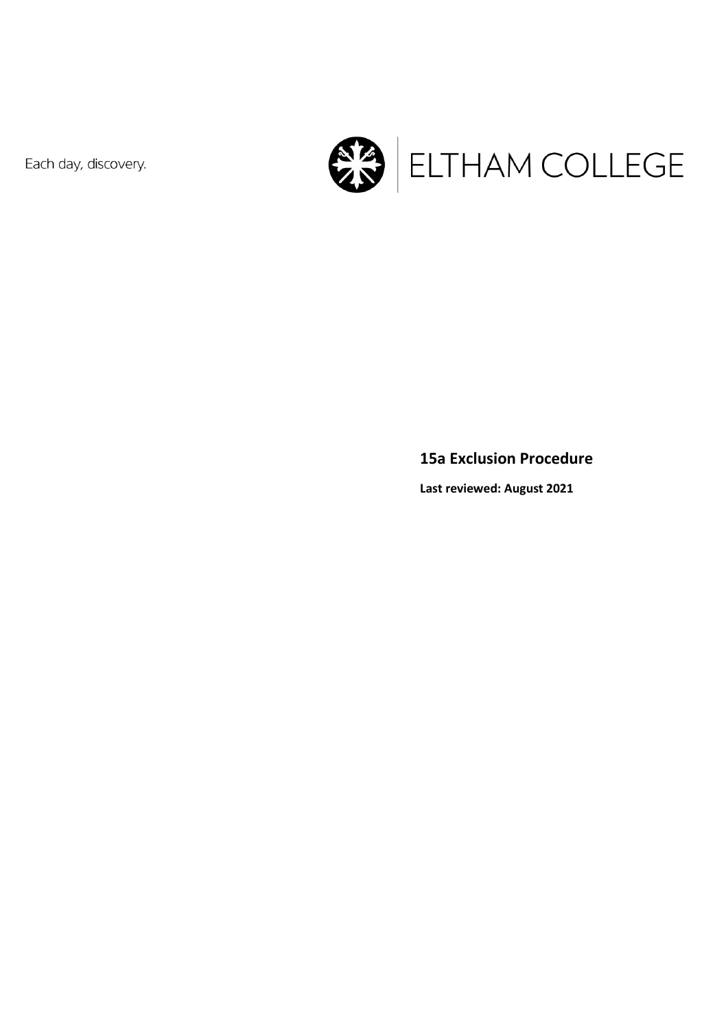Each day, discovery.

ELTHAM COLLEGE

# 15a Exclusion Procedure

**Last reviewed: August 2021**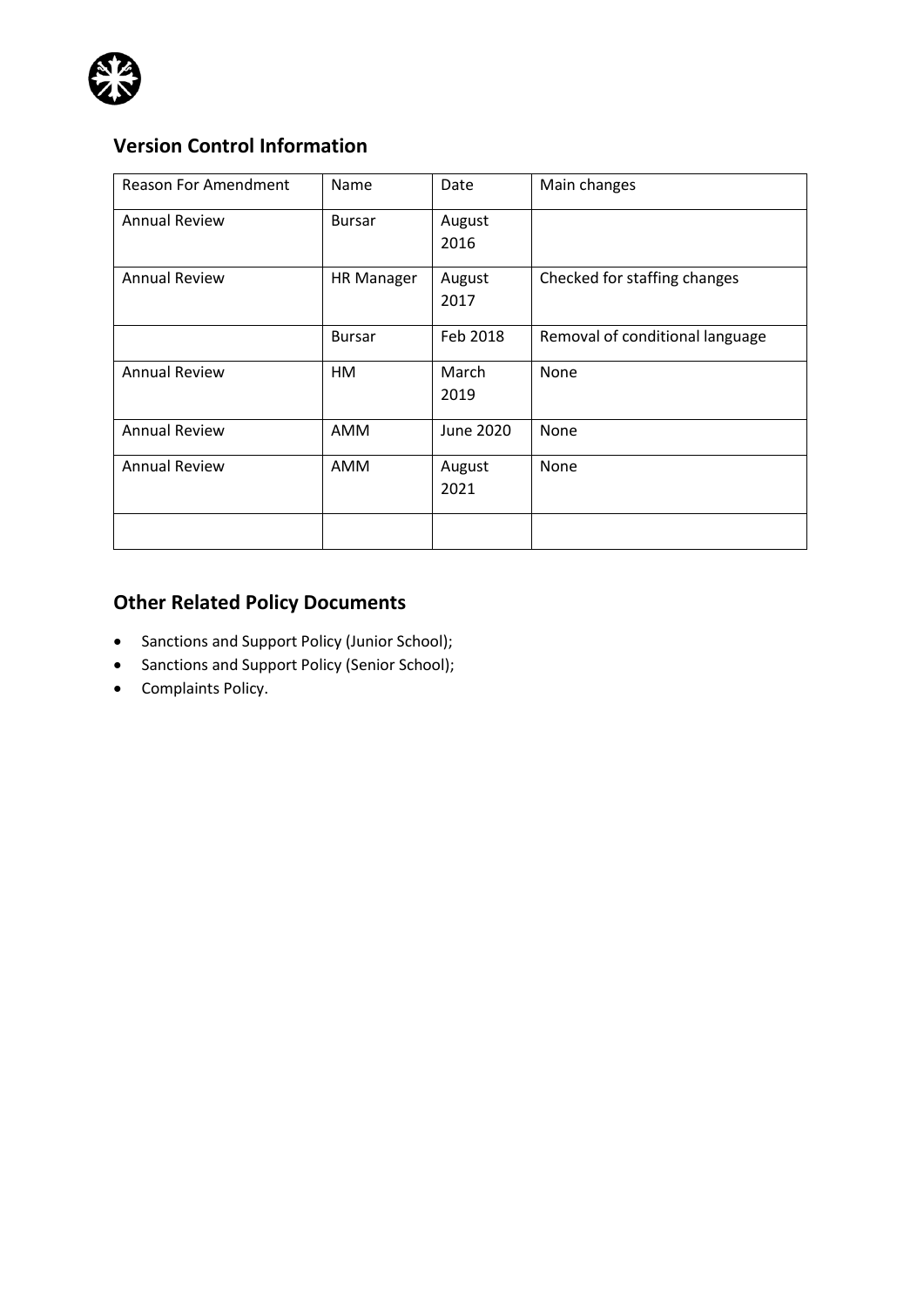## Version Control Information

| Reason For Amendment | Name | Date | Main changes |
|---|---|---|---|
| Annual Review | Bursar | August 2016 | |
| Annual Review | HR Manager | August 2017 | Checked for staffing changes |
| | Bursar | Feb 2018 | Removal of conditional language |
| Annual Review | HM | March 2019 | None |
| Annual Review | AMM | June 2020 | None |
| Annual Review | AMM | August 2021 | None |
| | | | |

## Other Related Policy Documents

- Sanctions and Support Policy (Junior School);
- Sanctions and Support Policy (Senior School);
- Complaints Policy.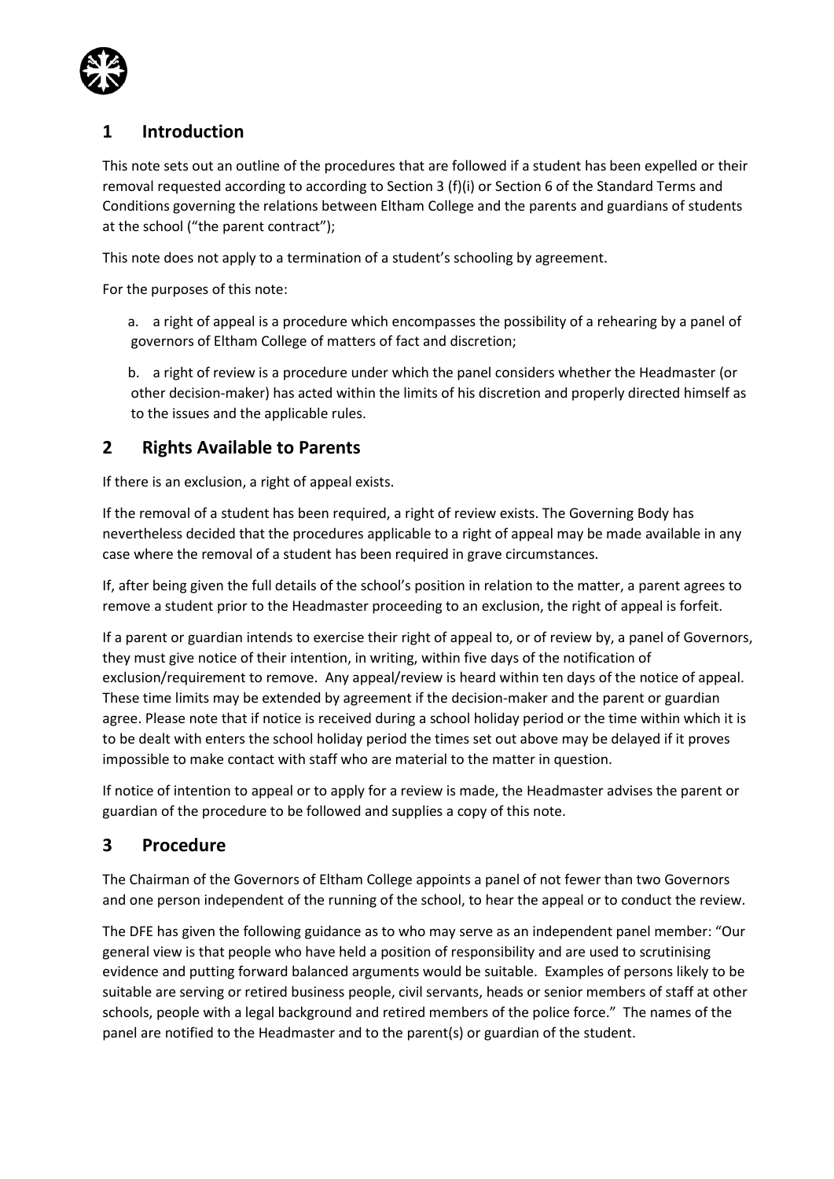## 1 Introduction

This note sets out an outline of the procedures that are followed if a student has been expelled or their removal requested according to according to Section 3 (f)(i) or Section 6 of the Standard Terms and Conditions governing the relations between Eltham College and the parents and guardians of students at the school ("the parent contract");

This note does not apply to a termination of a student's schooling by agreement.

For the purposes of this note:

a. a right of appeal is a procedure which encompasses the possibility of a rehearing by a panel of governors of Eltham College of matters of fact and discretion;

b. a right of review is a procedure under which the panel considers whether the Headmaster (or other decision-maker) has acted within the limits of his discretion and properly directed himself as to the issues and the applicable rules.

## 2 Rights Available to Parents

If there is an exclusion, a right of appeal exists.

If the removal of a student has been required, a right of review exists. The Governing Body has nevertheless decided that the procedures applicable to a right of appeal may be made available in any case where the removal of a student has been required in grave circumstances.

If, after being given the full details of the school's position in relation to the matter, a parent agrees to remove a student prior to the Headmaster proceeding to an exclusion, the right of appeal is forfeit.

If a parent or guardian intends to exercise their right of appeal to, or of review by, a panel of Governors, they must give notice of their intention, in writing, within five days of the notification of exclusion/requirement to remove. Any appeal/review is heard within ten days of the notice of appeal. These time limits may be extended by agreement if the decision-maker and the parent or guardian agree. Please note that if notice is received during a school holiday period or the time within which it is to be dealt with enters the school holiday period the times set out above may be delayed if it proves impossible to make contact with staff who are material to the matter in question.

If notice of intention to appeal or to apply for a review is made, the Headmaster advises the parent or guardian of the procedure to be followed and supplies a copy of this note.

## 3 Procedure

The Chairman of the Governors of Eltham College appoints a panel of not fewer than two Governors and one person independent of the running of the school, to hear the appeal or to conduct the review.

The DFE has given the following guidance as to who may serve as an independent panel member: "Our general view is that people who have held a position of responsibility and are used to scrutinising evidence and putting forward balanced arguments would be suitable. Examples of persons likely to be suitable are serving or retired business people, civil servants, heads or senior members of staff at other schools, people with a legal background and retired members of the police force." The names of the panel are notified to the Headmaster and to the parent(s) or guardian of the student.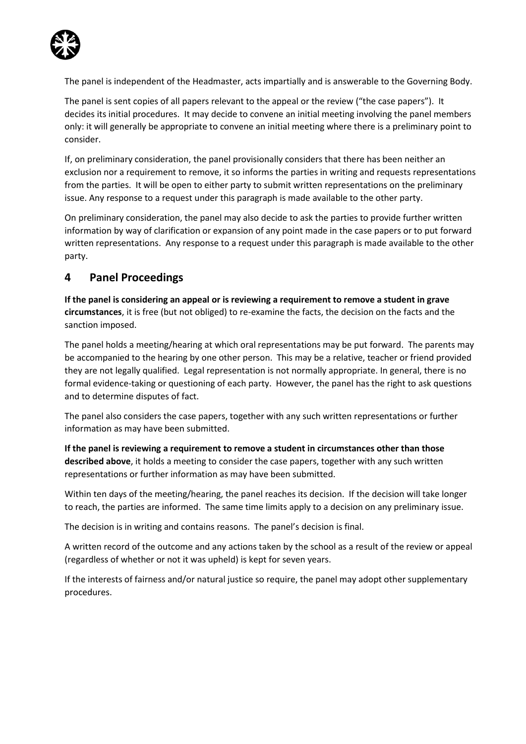The panel is independent of the Headmaster, acts impartially and is answerable to the Governing Body.

The panel is sent copies of all papers relevant to the appeal or the review ("the case papers"). It decides its initial procedures. It may decide to convene an initial meeting involving the panel members only: it will generally be appropriate to convene an initial meeting where there is a preliminary point to consider.

If, on preliminary consideration, the panel provisionally considers that there has been neither an exclusion nor a requirement to remove, it so informs the parties in writing and requests representations from the parties. It will be open to either party to submit written representations on the preliminary issue. Any response to a request under this paragraph is made available to the other party.

On preliminary consideration, the panel may also decide to ask the parties to provide further written information by way of clarification or expansion of any point made in the case papers or to put forward written representations. Any response to a request under this paragraph is made available to the other party.

## 4 Panel Proceedings

**If the panel is considering an appeal or is reviewing a requirement to remove a student in grave circumstances**, it is free (but not obliged) to re-examine the facts, the decision on the facts and the sanction imposed.

The panel holds a meeting/hearing at which oral representations may be put forward. The parents may be accompanied to the hearing by one other person. This may be a relative, teacher or friend provided they are not legally qualified. Legal representation is not normally appropriate. In general, there is no formal evidence-taking or questioning of each party. However, the panel has the right to ask questions and to determine disputes of fact.

The panel also considers the case papers, together with any such written representations or further information as may have been submitted.

**If the panel is reviewing a requirement to remove a student in circumstances other than those described above**, it holds a meeting to consider the case papers, together with any such written representations or further information as may have been submitted.

Within ten days of the meeting/hearing, the panel reaches its decision. If the decision will take longer to reach, the parties are informed. The same time limits apply to a decision on any preliminary issue.

The decision is in writing and contains reasons. The panel's decision is final.

A written record of the outcome and any actions taken by the school as a result of the review or appeal (regardless of whether or not it was upheld) is kept for seven years.

If the interests of fairness and/or natural justice so require, the panel may adopt other supplementary procedures.